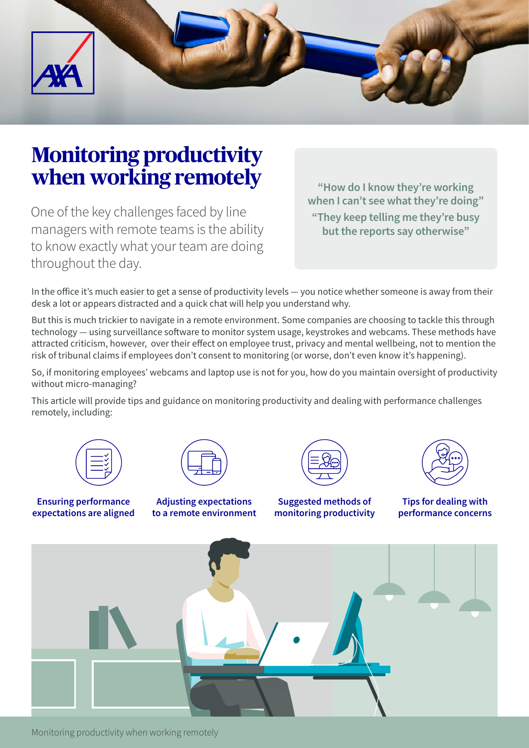# Monitoring productivity when working remotely

One of the key challenges faced by line managers with remote teams is the ability to know exactly what your team are doing throughout the day.

> "How do I know they're working when I can't see what they're doing"
>
> "They keep telling me they're busy but the reports say otherwise"

In the office it's much easier to get a sense of productivity levels — you notice whether someone is away from their desk a lot or appears distracted and a quick chat will help you understand why.

But this is much trickier to navigate in a remote environment. Some companies are choosing to tackle this through technology — using surveillance software to monitor system usage, keystrokes and webcams. These methods have attracted criticism, however, over their effect on employee trust, privacy and mental wellbeing, not to mention the risk of tribunal claims if employees don't consent to monitoring (or worse, don't even know it's happening).

So, if monitoring employees' webcams and laptop use is not for you, how do you maintain oversight of productivity without micro-managing?

This article will provide tips and guidance on monitoring productivity and dealing with performance challenges remotely, including:

- **Ensuring performance expectations are aligned**
- **Adjusting expectations to a remote environment**
- **Suggested methods of monitoring productivity**
- **Tips for dealing with performance concerns**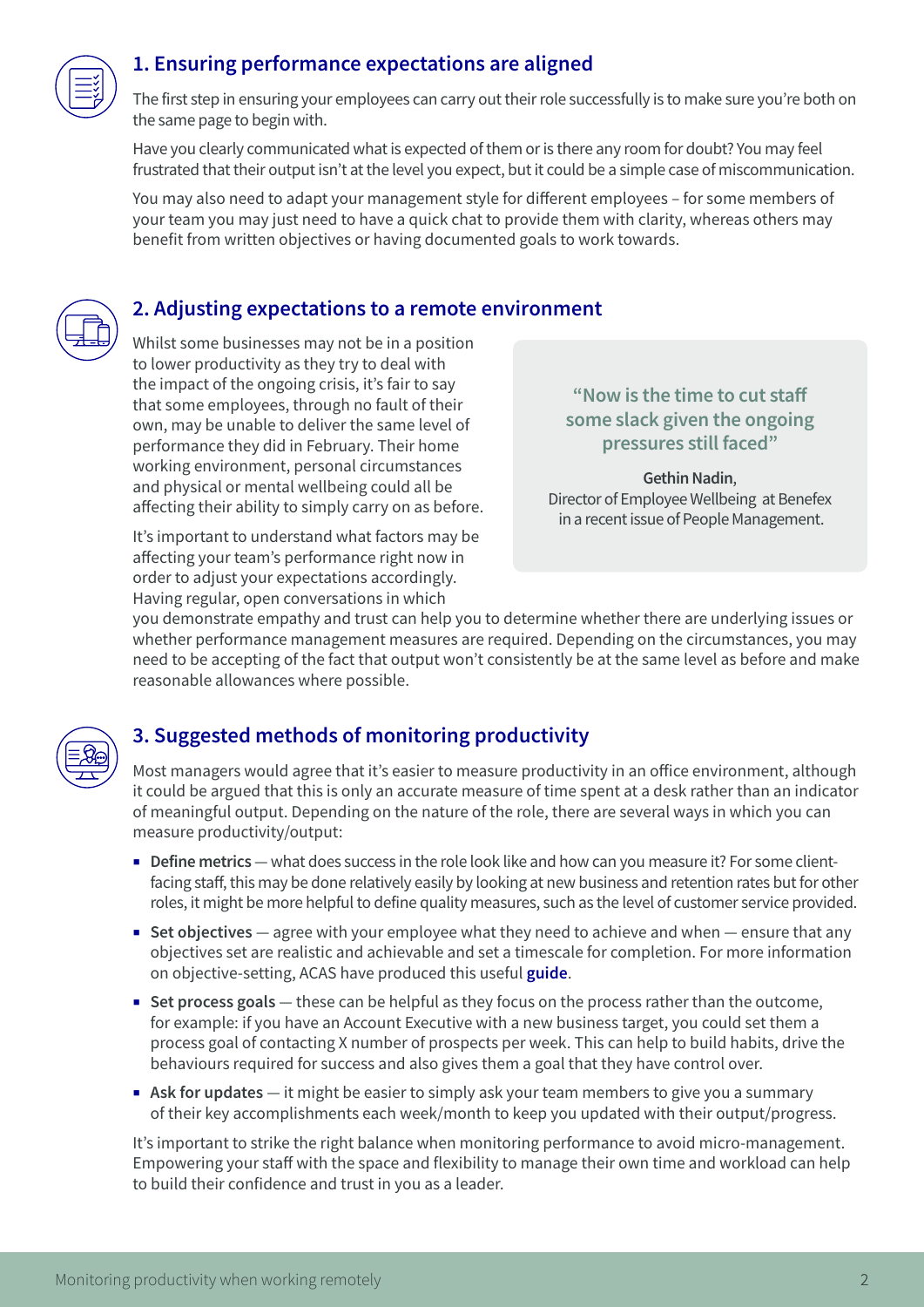## 1. Ensuring performance expectations are aligned

The first step in ensuring your employees can carry out their role successfully is to make sure you're both on the same page to begin with.

Have you clearly communicated what is expected of them or is there any room for doubt? You may feel frustrated that their output isn't at the level you expect, but it could be a simple case of miscommunication.

You may also need to adapt your management style for different employees – for some members of your team you may just need to have a quick chat to provide them with clarity, whereas others may benefit from written objectives or having documented goals to work towards.

## 2. Adjusting expectations to a remote environment

Whilst some businesses may not be in a position to lower productivity as they try to deal with the impact of the ongoing crisis, it's fair to say that some employees, through no fault of their own, may be unable to deliver the same level of performance they did in February. Their home working environment, personal circumstances and physical or mental wellbeing could all be affecting their ability to simply carry on as before.

> "Now is the time to cut staff some slack given the ongoing pressures still faced"
>
> **Gethin Nadin**, Director of Employee Wellbeing at Benefex in a recent issue of People Management.

It's important to understand what factors may be affecting your team's performance right now in order to adjust your expectations accordingly. Having regular, open conversations in which you demonstrate empathy and trust can help you to determine whether there are underlying issues or whether performance management measures are required. Depending on the circumstances, you may need to be accepting of the fact that output won't consistently be at the same level as before and make reasonable allowances where possible.

## 3. Suggested methods of monitoring productivity

Most managers would agree that it's easier to measure productivity in an office environment, although it could be argued that this is only an accurate measure of time spent at a desk rather than an indicator of meaningful output. Depending on the nature of the role, there are several ways in which you can measure productivity/output:

- **Define metrics** — what does success in the role look like and how can you measure it? For some client-facing staff, this may be done relatively easily by looking at new business and retention rates but for other roles, it might be more helpful to define quality measures, such as the level of customer service provided.
- **Set objectives** — agree with your employee what they need to achieve and when — ensure that any objectives set are realistic and achievable and set a timescale for completion. For more information on objective-setting, ACAS have produced this useful **guide**.
- **Set process goals** — these can be helpful as they focus on the process rather than the outcome, for example: if you have an Account Executive with a new business target, you could set them a process goal of contacting X number of prospects per week. This can help to build habits, drive the behaviours required for success and also gives them a goal that they have control over.
- **Ask for updates** — it might be easier to simply ask your team members to give you a summary of their key accomplishments each week/month to keep you updated with their output/progress.

It's important to strike the right balance when monitoring performance to avoid micro-management. Empowering your staff with the space and flexibility to manage their own time and workload can help to build their confidence and trust in you as a leader.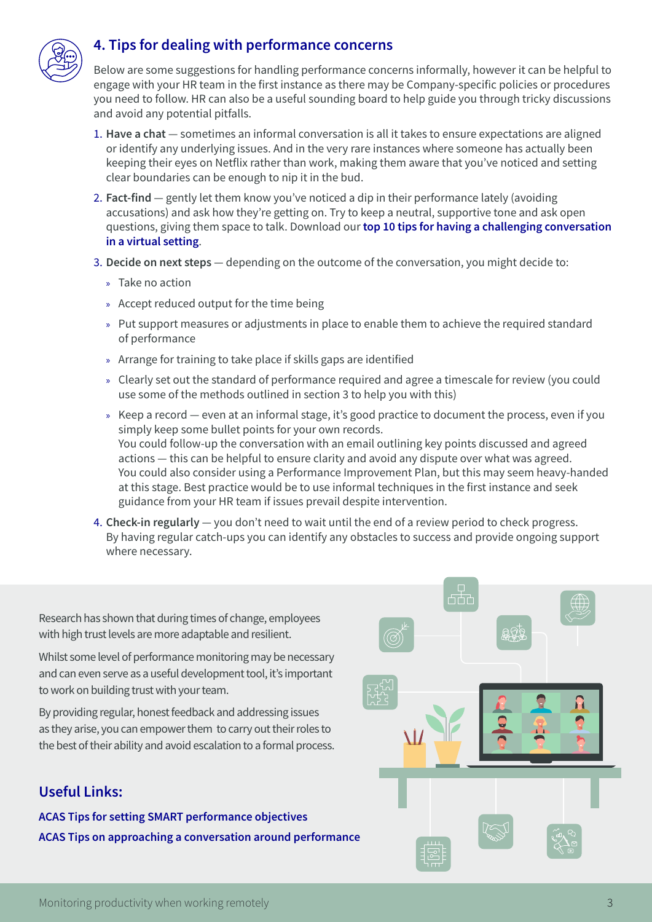## 4. Tips for dealing with performance concerns

Below are some suggestions for handling performance concerns informally, however it can be helpful to engage with your HR team in the first instance as there may be Company-specific policies or procedures you need to follow. HR can also be a useful sounding board to help guide you through tricky discussions and avoid any potential pitfalls.

1. **Have a chat** — sometimes an informal conversation is all it takes to ensure expectations are aligned or identify any underlying issues. And in the very rare instances where someone has actually been keeping their eyes on Netflix rather than work, making them aware that you've noticed and setting clear boundaries can be enough to nip it in the bud.
2. **Fact-find** — gently let them know you've noticed a dip in their performance lately (avoiding accusations) and ask how they're getting on. Try to keep a neutral, supportive tone and ask open questions, giving them space to talk. Download our **top 10 tips for having a challenging conversation in a virtual setting**.
3. **Decide on next steps** — depending on the outcome of the conversation, you might decide to:
   - Take no action
   - Accept reduced output for the time being
   - Put support measures or adjustments in place to enable them to achieve the required standard of performance
   - Arrange for training to take place if skills gaps are identified
   - Clearly set out the standard of performance required and agree a timescale for review (you could use some of the methods outlined in section 3 to help you with this)
   - Keep a record — even at an informal stage, it's good practice to document the process, even if you simply keep some bullet points for your own records.
     You could follow-up the conversation with an email outlining key points discussed and agreed actions — this can be helpful to ensure clarity and avoid any dispute over what was agreed.
     You could also consider using a Performance Improvement Plan, but this may seem heavy-handed at this stage. Best practice would be to use informal techniques in the first instance and seek guidance from your HR team if issues prevail despite intervention.
4. **Check-in regularly** — you don't need to wait until the end of a review period to check progress. By having regular catch-ups you can identify any obstacles to success and provide ongoing support where necessary.

Research has shown that during times of change, employees with high trust levels are more adaptable and resilient.

Whilst some level of performance monitoring may be necessary and can even serve as a useful development tool, it's important to work on building trust with your team.

By providing regular, honest feedback and addressing issues as they arise, you can empower them to carry out their roles to the best of their ability and avoid escalation to a formal process.

### Useful Links:

**ACAS Tips for setting SMART performance objectives**

**ACAS Tips on approaching a conversation around performance**